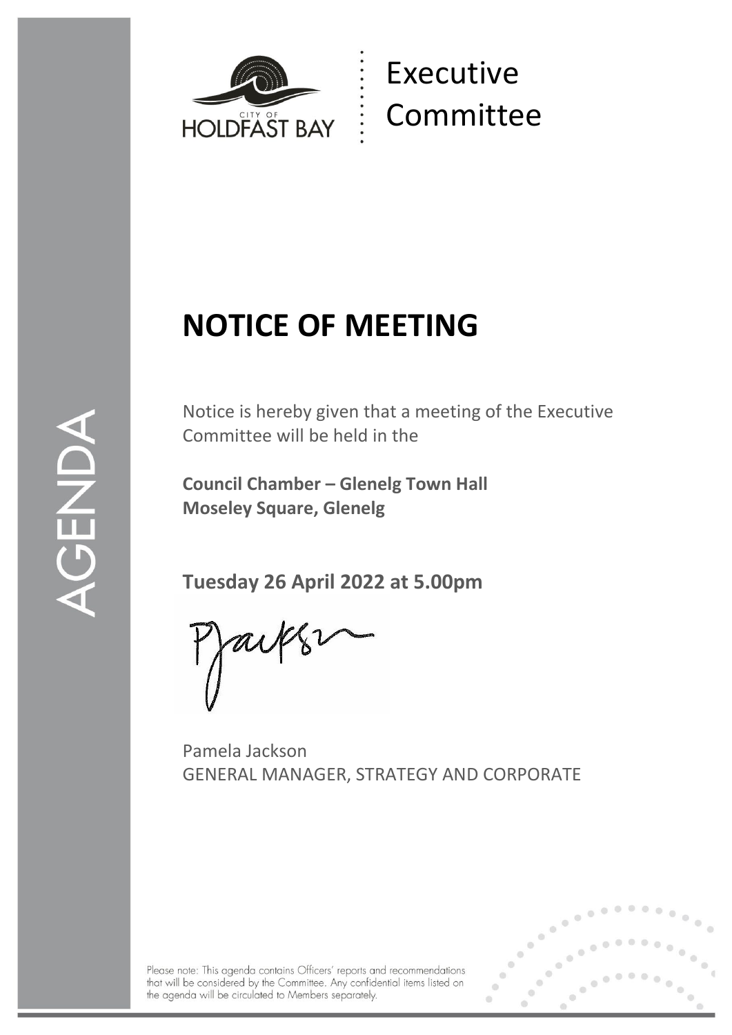CITY OF HOLDFAST BAY

Executive Committee

AGENDA

# NOTICE OF MEETING

Notice is hereby given that a meeting of the Executive Committee will be held in the

**Council Chamber – Glenelg Town Hall**
**Moseley Square, Glenelg**

**Tuesday 26 April 2022 at 5.00pm**

Pamela Jackson
GENERAL MANAGER, STRATEGY AND CORPORATE

Please note: This agenda contains Officers' reports and recommendations that will be considered by the Committee. Any confidential items listed on the agenda will be circulated to Members separately.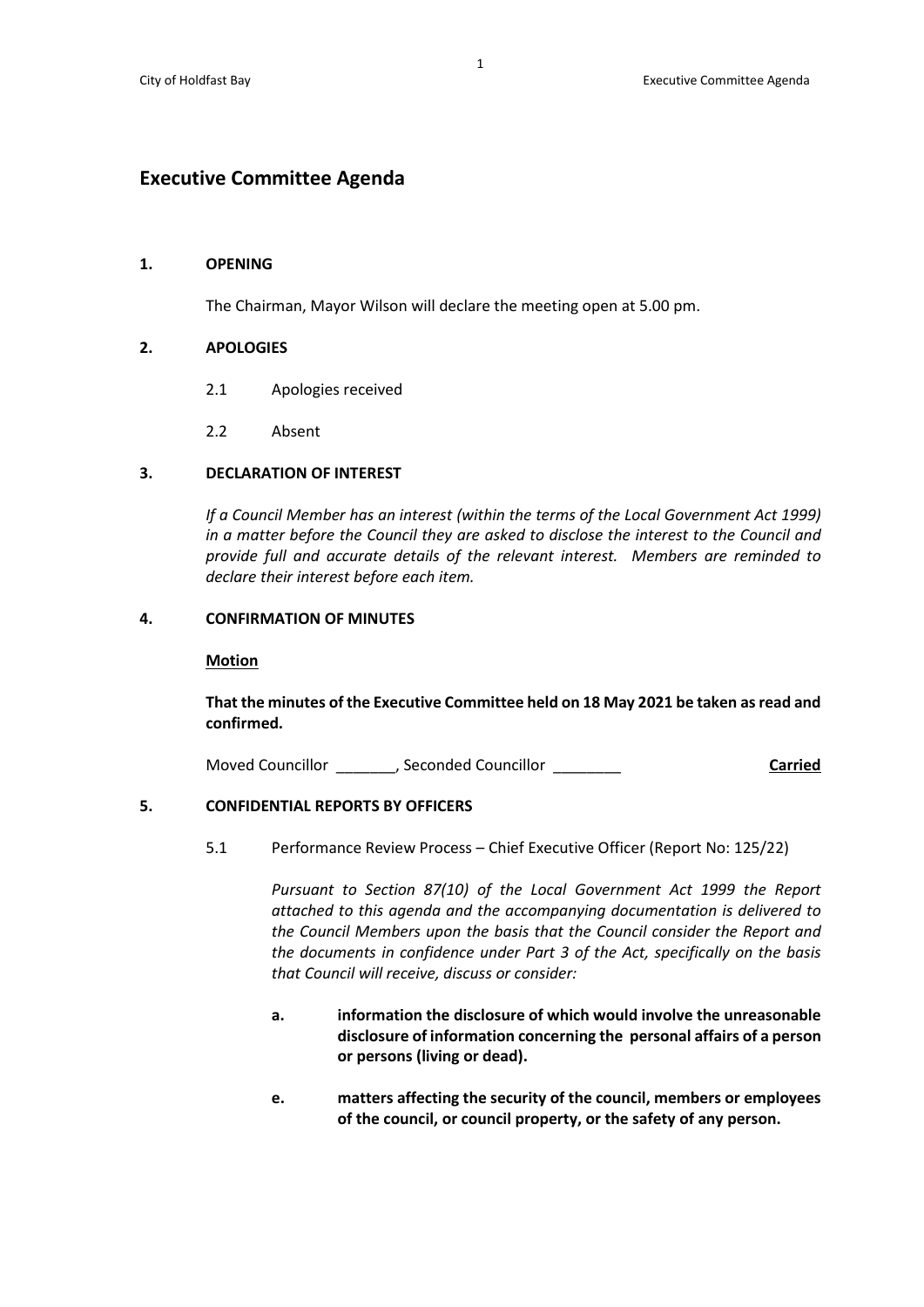# Executive Committee Agenda

## 1. OPENING

The Chairman, Mayor Wilson will declare the meeting open at 5.00 pm.

## 2. APOLOGIES

2.1 Apologies received

2.2 Absent

## 3. DECLARATION OF INTEREST

*If a Council Member has an interest (within the terms of the Local Government Act 1999) in a matter before the Council they are asked to disclose the interest to the Council and provide full and accurate details of the relevant interest. Members are reminded to declare their interest before each item.*

## 4. CONFIRMATION OF MINUTES

**Motion**

**That the minutes of the Executive Committee held on 18 May 2021 be taken as read and confirmed.**

Moved Councillor _______, Seconded Councillor ________ **Carried**

## 5. CONFIDENTIAL REPORTS BY OFFICERS

5.1 Performance Review Process – Chief Executive Officer (Report No: 125/22)

*Pursuant to Section 87(10) of the Local Government Act 1999 the Report attached to this agenda and the accompanying documentation is delivered to the Council Members upon the basis that the Council consider the Report and the documents in confidence under Part 3 of the Act, specifically on the basis that Council will receive, discuss or consider:*

**a. information the disclosure of which would involve the unreasonable disclosure of information concerning the personal affairs of a person or persons (living or dead).**

**e. matters affecting the security of the council, members or employees of the council, or council property, or the safety of any person.**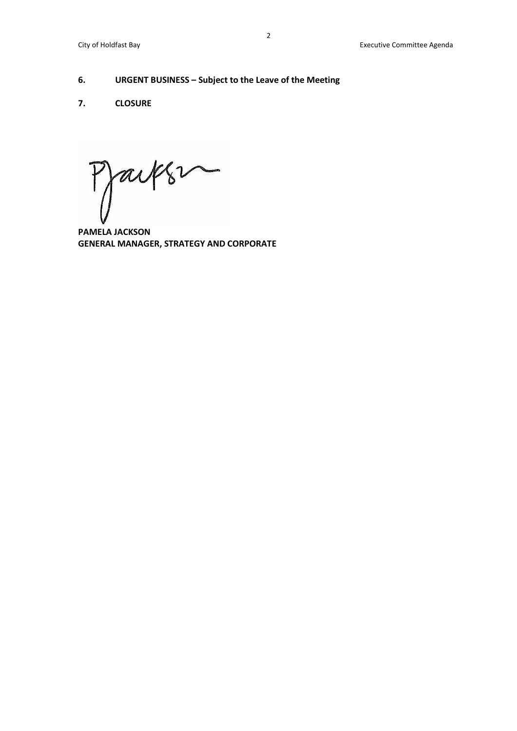## 6. URGENT BUSINESS – Subject to the Leave of the Meeting

## 7. CLOSURE

**PAMELA JACKSON**
**GENERAL MANAGER, STRATEGY AND CORPORATE**